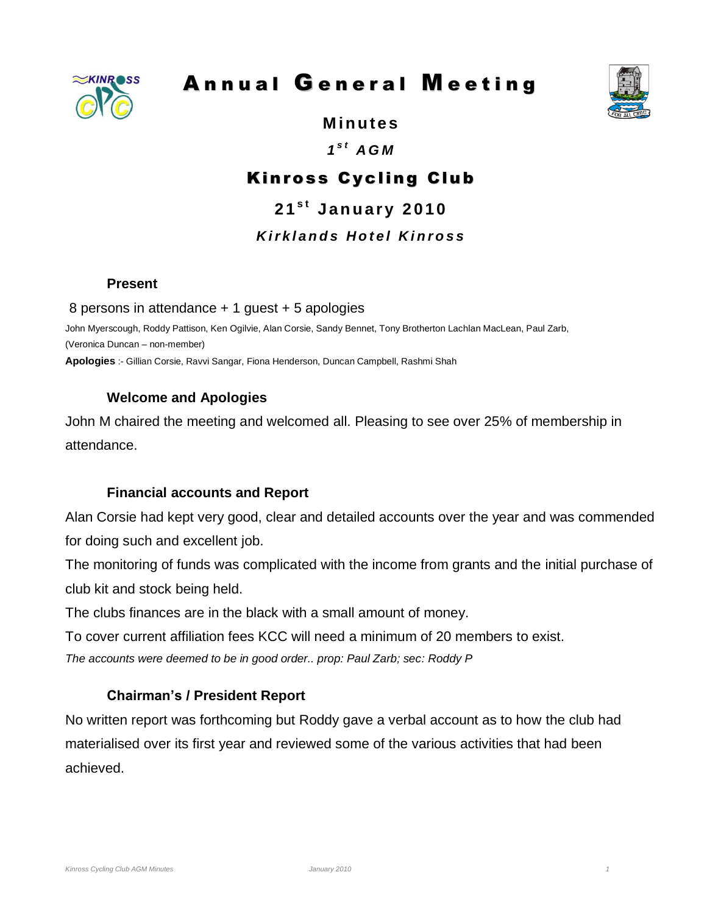# Annual General Meeting

## Minutes

### *1st AGM*

## Kinross Cycling Club

### 21st January 2010

### *Kirklands Hotel Kinross*

**Present**

8 persons in attendance + 1 guest + 5 apologies

John Myerscough, Roddy Pattison, Ken Ogilvie, Alan Corsie, Sandy Bennet, Tony Brotherton Lachlan MacLean, Paul Zarb, (Veronica Duncan – non-member)

**Apologies** :- Gillian Corsie, Ravvi Sangar, Fiona Henderson, Duncan Campbell, Rashmi Shah

**Welcome and Apologies**

John M chaired the meeting and welcomed all. Pleasing to see over 25% of membership in attendance.

**Financial accounts and Report**

Alan Corsie had kept very good, clear and detailed accounts over the year and was commended for doing such and excellent job.

The monitoring of funds was complicated with the income from grants and the initial purchase of club kit and stock being held.

The clubs finances are in the black with a small amount of money.

To cover current affiliation fees KCC will need a minimum of 20 members to exist.

*The accounts were deemed to be in good order.. prop: Paul Zarb; sec: Roddy P*

**Chairman's / President Report**

No written report was forthcoming but Roddy gave a verbal account as to how the club had materialised over its first year and reviewed some of the various activities that had been achieved.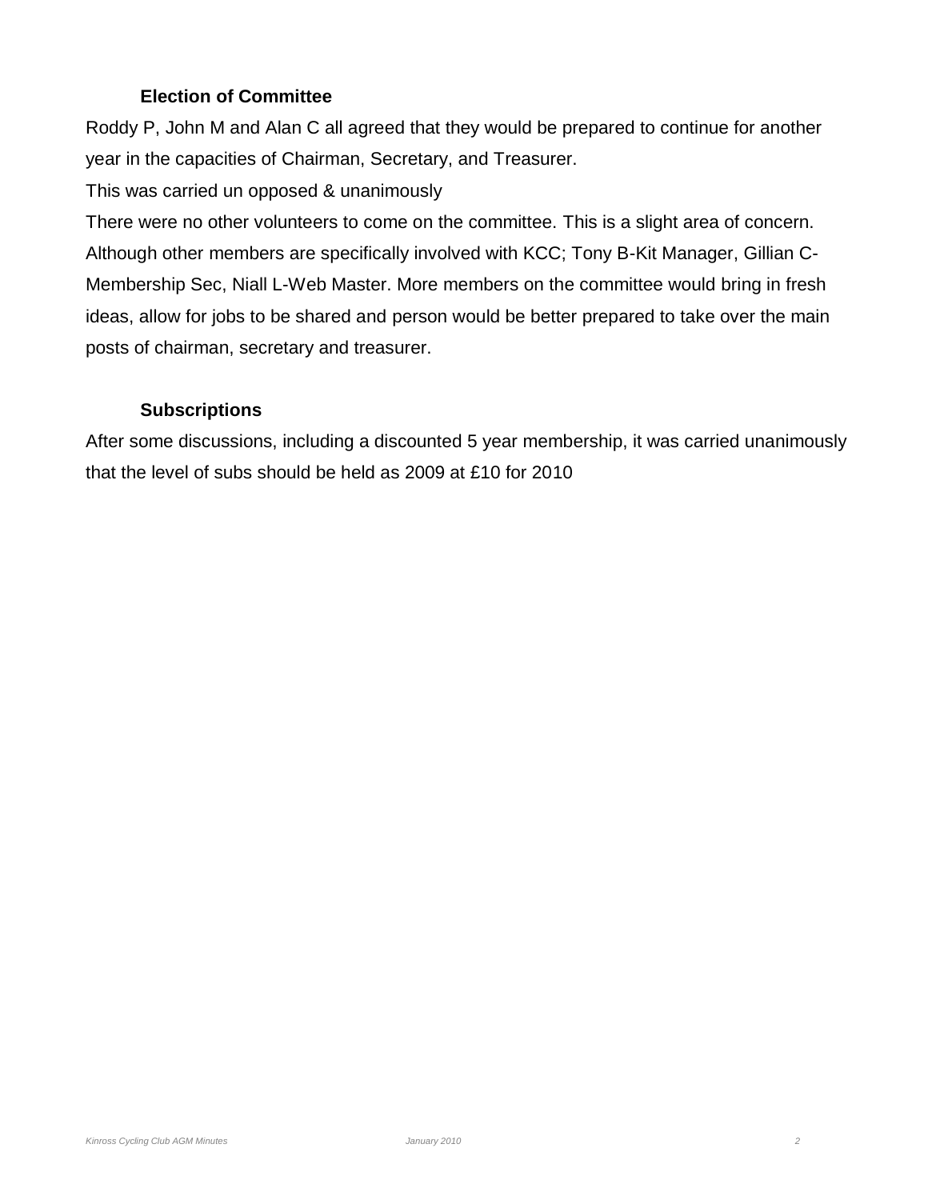### Election of Committee

Roddy P, John M and Alan C all agreed that they would be prepared to continue for another year in the capacities of Chairman, Secretary, and Treasurer.

This was carried un opposed & unanimously

There were no other volunteers to come on the committee. This is a slight area of concern. Although other members are specifically involved with KCC; Tony B-Kit Manager, Gillian C-Membership Sec, Niall L-Web Master. More members on the committee would bring in fresh ideas, allow for jobs to be shared and person would be better prepared to take over the main posts of chairman, secretary and treasurer.

### Subscriptions

After some discussions, including a discounted 5 year membership, it was carried unanimously that the level of subs should be held as 2009 at £10 for 2010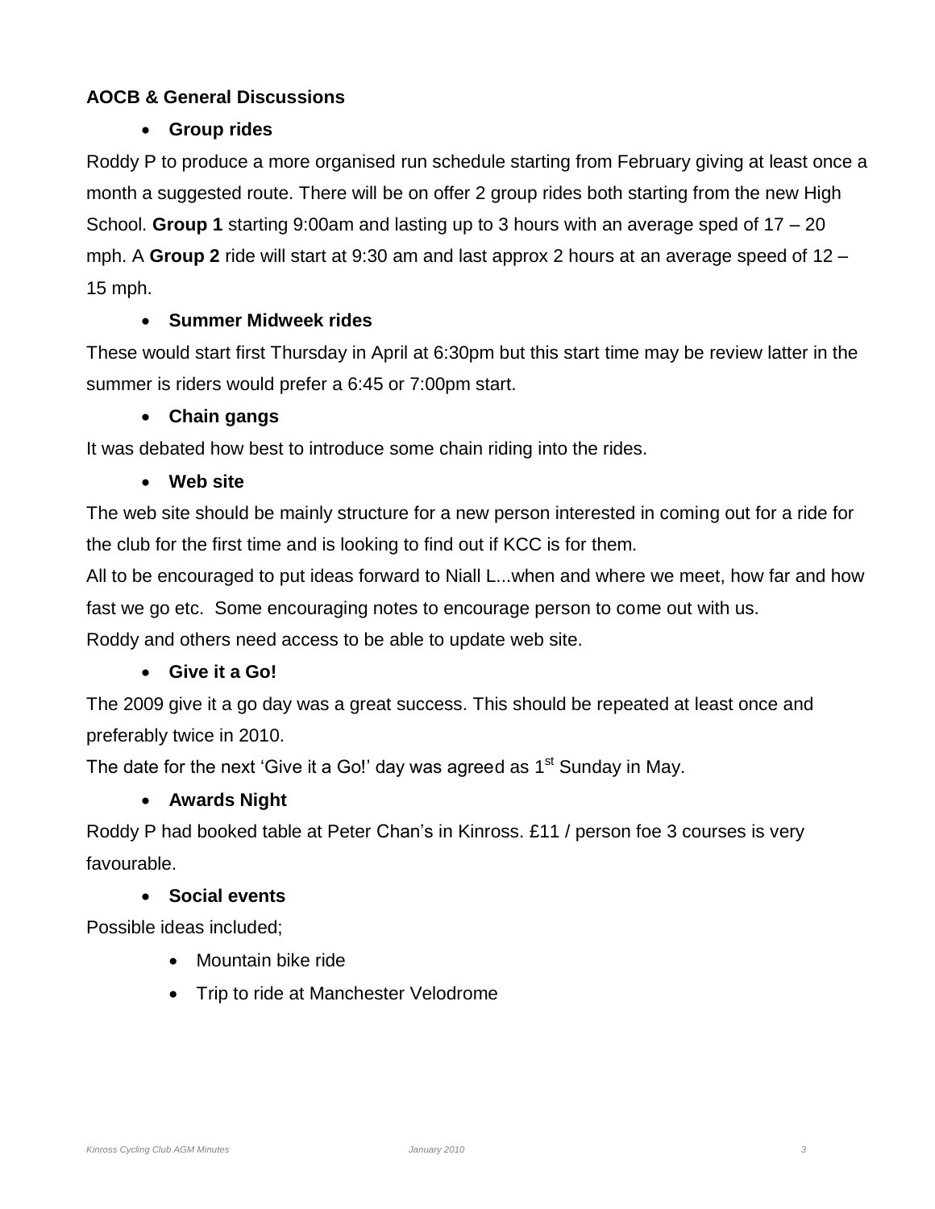**AOCB & General Discussions**

- **Group rides**

Roddy P to produce a more organised run schedule starting from February giving at least once a month a suggested route. There will be on offer 2 group rides both starting from the new High School. **Group 1** starting 9:00am and lasting up to 3 hours with an average sped of 17 – 20 mph. A **Group 2** ride will start at 9:30 am and last approx 2 hours at an average speed of 12 – 15 mph.

- **Summer Midweek rides**

These would start first Thursday in April at 6:30pm but this start time may be review latter in the summer is riders would prefer a 6:45 or 7:00pm start.

- **Chain gangs**

It was debated how best to introduce some chain riding into the rides.

- **Web site**

The web site should be mainly structure for a new person interested in coming out for a ride for the club for the first time and is looking to find out if KCC is for them.

All to be encouraged to put ideas forward to Niall L...when and where we meet, how far and how fast we go etc. Some encouraging notes to encourage person to come out with us.

Roddy and others need access to be able to update web site.

- **Give it a Go!**

The 2009 give it a go day was a great success. This should be repeated at least once and preferably twice in 2010.

The date for the next 'Give it a Go!' day was agreed as 1st Sunday in May.

- **Awards Night**

Roddy P had booked table at Peter Chan's in Kinross. £11 / person foe 3 courses is very favourable.

- **Social events**

Possible ideas included;

  - Mountain bike ride
  - Trip to ride at Manchester Velodrome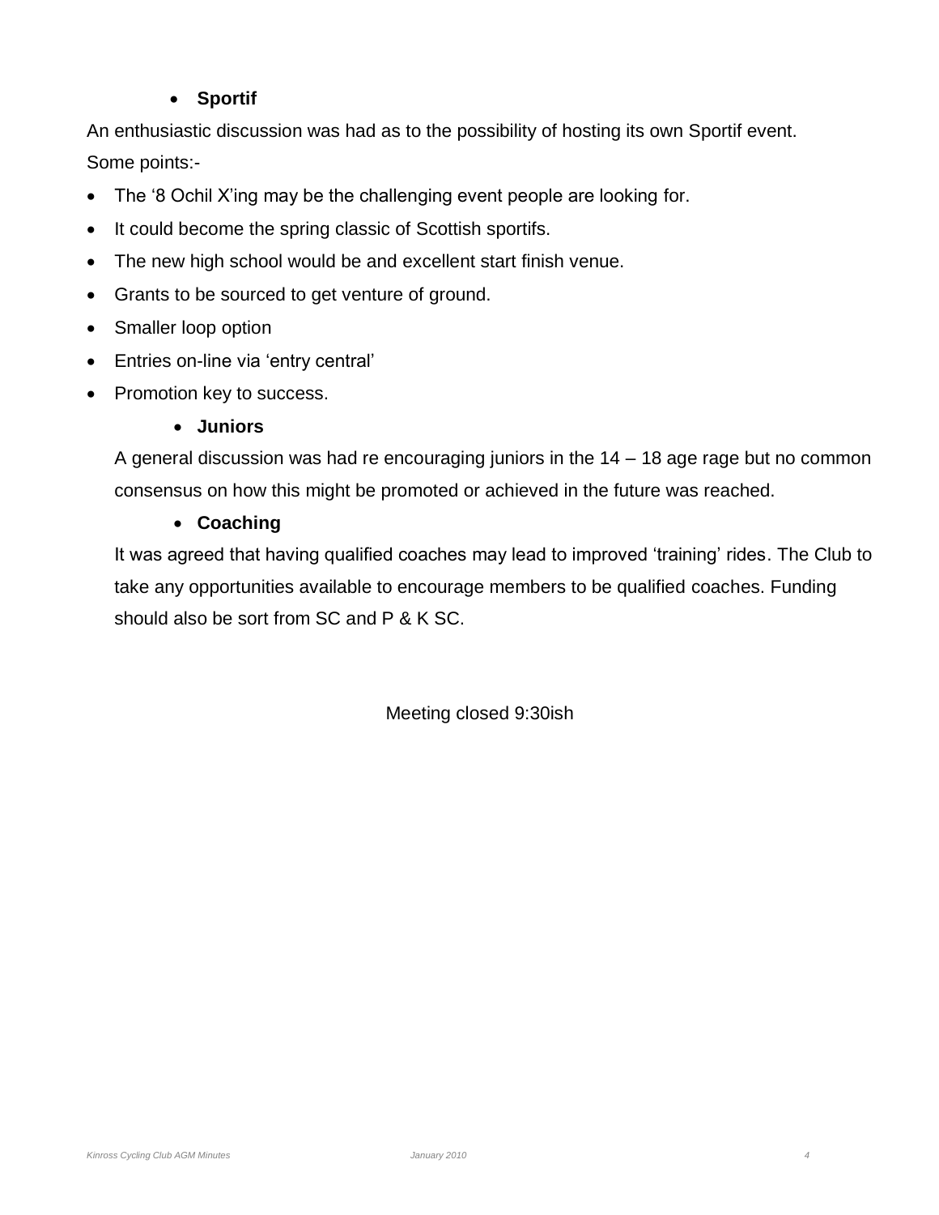- **Sportif**

An enthusiastic discussion was had as to the possibility of hosting its own Sportif event.
Some points:-

- The '8 Ochil X'ing may be the challenging event people are looking for.
- It could become the spring classic of Scottish sportifs.
- The new high school would be and excellent start finish venue.
- Grants to be sourced to get venture of ground.
- Smaller loop option
- Entries on-line via 'entry central'
- Promotion key to success.

- **Juniors**

A general discussion was had re encouraging juniors in the 14 – 18 age rage but no common consensus on how this might be promoted or achieved in the future was reached.

- **Coaching**

It was agreed that having qualified coaches may lead to improved 'training' rides. The Club to take any opportunities available to encourage members to be qualified coaches. Funding should also be sort from SC and P & K SC.

Meeting closed 9:30ish